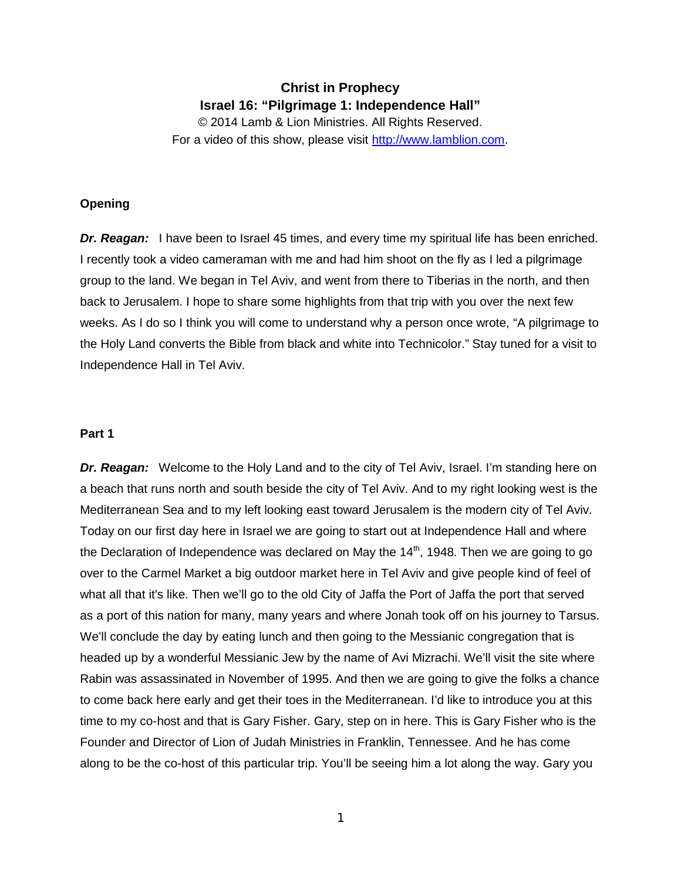# Christ in Prophecy
## Israel 16: "Pilgrimage 1: Independence Hall"

© 2014 Lamb & Lion Ministries. All Rights Reserved.
For a video of this show, please visit http://www.lamblion.com.

### Opening

***Dr. Reagan:*** I have been to Israel 45 times, and every time my spiritual life has been enriched. I recently took a video cameraman with me and had him shoot on the fly as I led a pilgrimage group to the land. We began in Tel Aviv, and went from there to Tiberias in the north, and then back to Jerusalem. I hope to share some highlights from that trip with you over the next few weeks. As I do so I think you will come to understand why a person once wrote, "A pilgrimage to the Holy Land converts the Bible from black and white into Technicolor." Stay tuned for a visit to Independence Hall in Tel Aviv.

### Part 1

***Dr. Reagan:*** Welcome to the Holy Land and to the city of Tel Aviv, Israel. I'm standing here on a beach that runs north and south beside the city of Tel Aviv. And to my right looking west is the Mediterranean Sea and to my left looking east toward Jerusalem is the modern city of Tel Aviv. Today on our first day here in Israel we are going to start out at Independence Hall and where the Declaration of Independence was declared on May the 14th, 1948. Then we are going to go over to the Carmel Market a big outdoor market here in Tel Aviv and give people kind of feel of what all that it's like. Then we'll go to the old City of Jaffa the Port of Jaffa the port that served as a port of this nation for many, many years and where Jonah took off on his journey to Tarsus. We'll conclude the day by eating lunch and then going to the Messianic congregation that is headed up by a wonderful Messianic Jew by the name of Avi Mizrachi. We'll visit the site where Rabin was assassinated in November of 1995. And then we are going to give the folks a chance to come back here early and get their toes in the Mediterranean. I'd like to introduce you at this time to my co-host and that is Gary Fisher. Gary, step on in here. This is Gary Fisher who is the Founder and Director of Lion of Judah Ministries in Franklin, Tennessee. And he has come along to be the co-host of this particular trip. You'll be seeing him a lot along the way. Gary you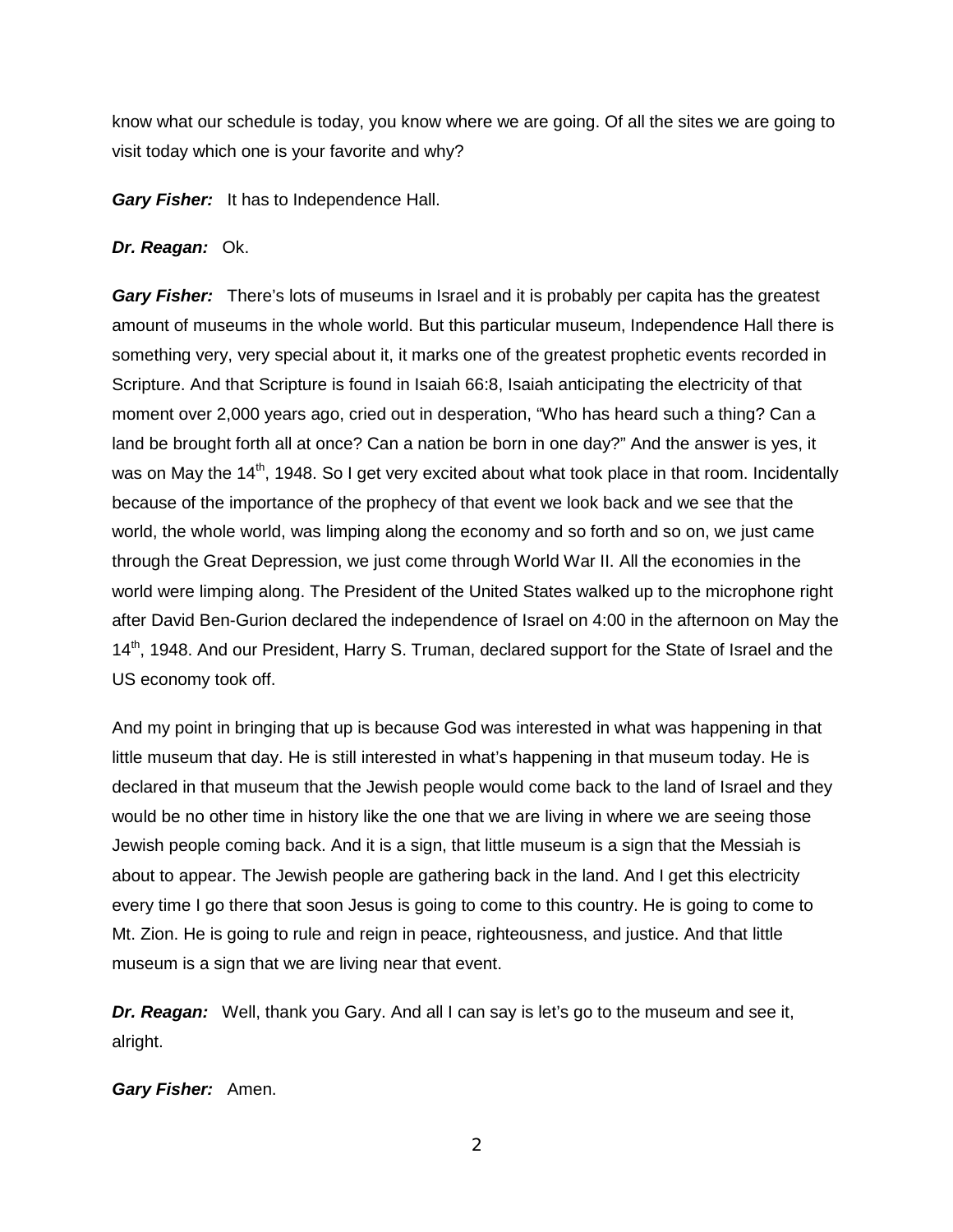know what our schedule is today, you know where we are going. Of all the sites we are going to visit today which one is your favorite and why?

***Gary Fisher:*** It has to Independence Hall.

***Dr. Reagan:*** Ok.

***Gary Fisher:*** There's lots of museums in Israel and it is probably per capita has the greatest amount of museums in the whole world. But this particular museum, Independence Hall there is something very, very special about it, it marks one of the greatest prophetic events recorded in Scripture. And that Scripture is found in Isaiah 66:8, Isaiah anticipating the electricity of that moment over 2,000 years ago, cried out in desperation, "Who has heard such a thing? Can a land be brought forth all at once? Can a nation be born in one day?" And the answer is yes, it was on May the 14th, 1948. So I get very excited about what took place in that room. Incidentally because of the importance of the prophecy of that event we look back and we see that the world, the whole world, was limping along the economy and so forth and so on, we just came through the Great Depression, we just come through World War II. All the economies in the world were limping along. The President of the United States walked up to the microphone right after David Ben-Gurion declared the independence of Israel on 4:00 in the afternoon on May the 14th, 1948. And our President, Harry S. Truman, declared support for the State of Israel and the US economy took off.

And my point in bringing that up is because God was interested in what was happening in that little museum that day. He is still interested in what's happening in that museum today. He is declared in that museum that the Jewish people would come back to the land of Israel and they would be no other time in history like the one that we are living in where we are seeing those Jewish people coming back. And it is a sign, that little museum is a sign that the Messiah is about to appear. The Jewish people are gathering back in the land. And I get this electricity every time I go there that soon Jesus is going to come to this country. He is going to come to Mt. Zion. He is going to rule and reign in peace, righteousness, and justice. And that little museum is a sign that we are living near that event.

***Dr. Reagan:*** Well, thank you Gary. And all I can say is let's go to the museum and see it, alright.

***Gary Fisher:*** Amen.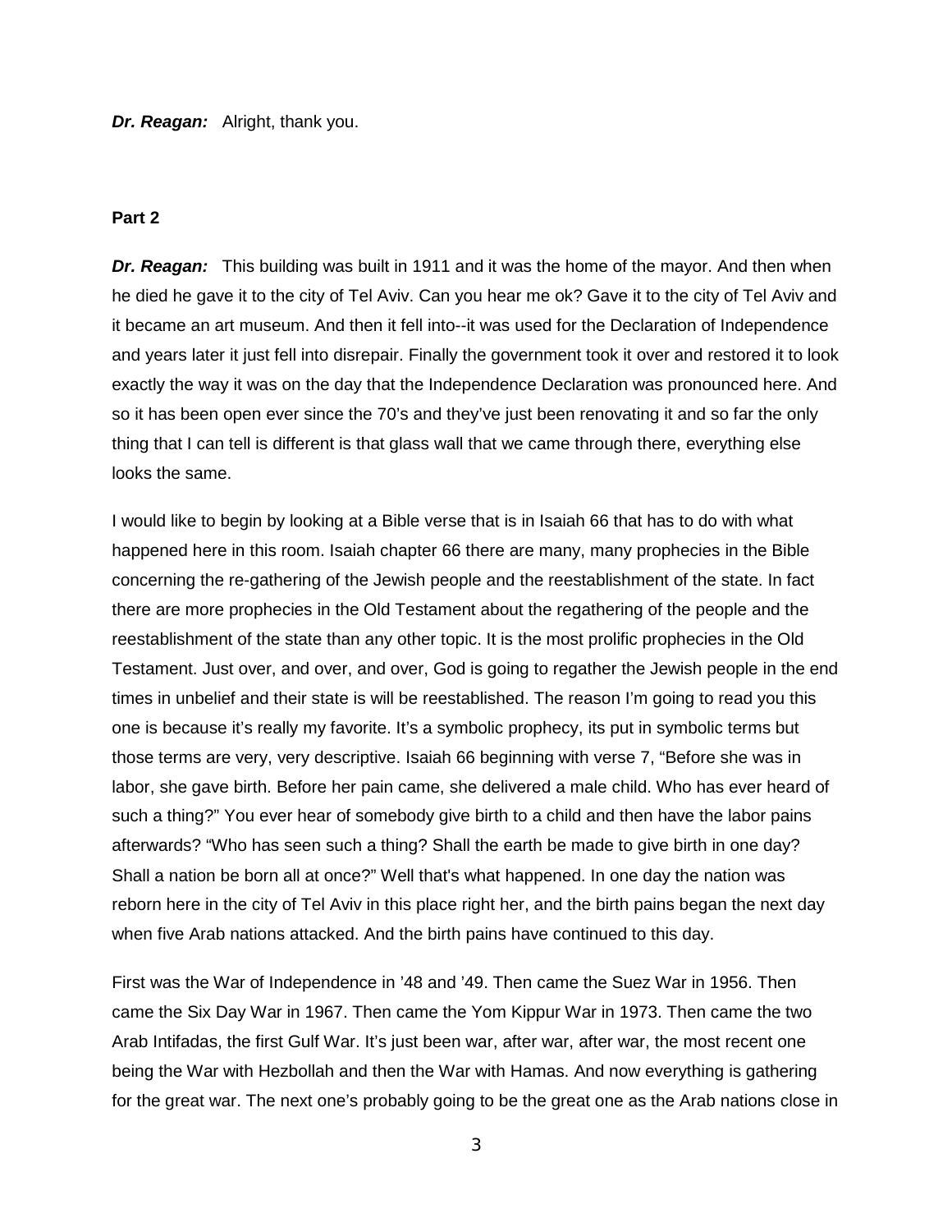***Dr. Reagan:*** Alright, thank you.

**Part 2**

***Dr. Reagan:*** This building was built in 1911 and it was the home of the mayor. And then when he died he gave it to the city of Tel Aviv. Can you hear me ok? Gave it to the city of Tel Aviv and it became an art museum. And then it fell into--it was used for the Declaration of Independence and years later it just fell into disrepair. Finally the government took it over and restored it to look exactly the way it was on the day that the Independence Declaration was pronounced here. And so it has been open ever since the 70's and they've just been renovating it and so far the only thing that I can tell is different is that glass wall that we came through there, everything else looks the same.

I would like to begin by looking at a Bible verse that is in Isaiah 66 that has to do with what happened here in this room. Isaiah chapter 66 there are many, many prophecies in the Bible concerning the re-gathering of the Jewish people and the reestablishment of the state. In fact there are more prophecies in the Old Testament about the regathering of the people and the reestablishment of the state than any other topic. It is the most prolific prophecies in the Old Testament. Just over, and over, and over, God is going to regather the Jewish people in the end times in unbelief and their state is will be reestablished. The reason I'm going to read you this one is because it's really my favorite. It's a symbolic prophecy, its put in symbolic terms but those terms are very, very descriptive. Isaiah 66 beginning with verse 7, "Before she was in labor, she gave birth. Before her pain came, she delivered a male child. Who has ever heard of such a thing?" You ever hear of somebody give birth to a child and then have the labor pains afterwards? "Who has seen such a thing? Shall the earth be made to give birth in one day? Shall a nation be born all at once?" Well that's what happened. In one day the nation was reborn here in the city of Tel Aviv in this place right her, and the birth pains began the next day when five Arab nations attacked. And the birth pains have continued to this day.

First was the War of Independence in '48 and '49. Then came the Suez War in 1956. Then came the Six Day War in 1967. Then came the Yom Kippur War in 1973. Then came the two Arab Intifadas, the first Gulf War. It's just been war, after war, after war, the most recent one being the War with Hezbollah and then the War with Hamas. And now everything is gathering for the great war. The next one's probably going to be the great one as the Arab nations close in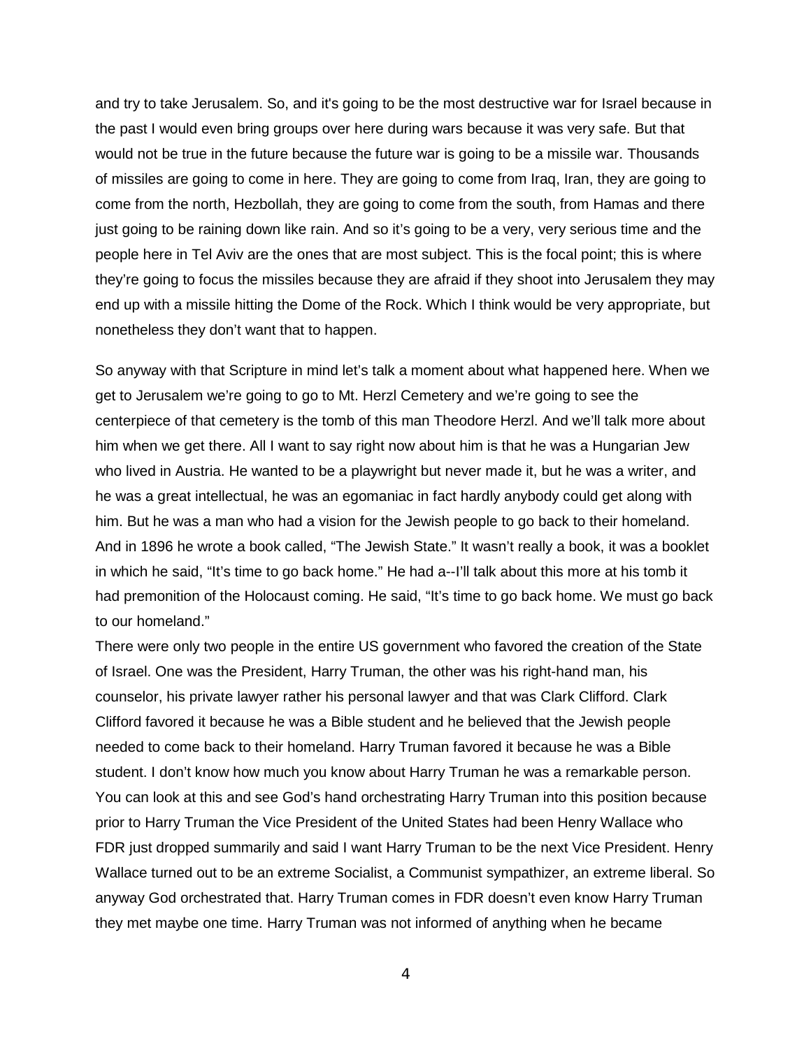and try to take Jerusalem. So, and it's going to be the most destructive war for Israel because in the past I would even bring groups over here during wars because it was very safe. But that would not be true in the future because the future war is going to be a missile war. Thousands of missiles are going to come in here. They are going to come from Iraq, Iran, they are going to come from the north, Hezbollah, they are going to come from the south, from Hamas and there just going to be raining down like rain. And so it's going to be a very, very serious time and the people here in Tel Aviv are the ones that are most subject. This is the focal point; this is where they're going to focus the missiles because they are afraid if they shoot into Jerusalem they may end up with a missile hitting the Dome of the Rock. Which I think would be very appropriate, but nonetheless they don't want that to happen.

So anyway with that Scripture in mind let's talk a moment about what happened here. When we get to Jerusalem we're going to go to Mt. Herzl Cemetery and we're going to see the centerpiece of that cemetery is the tomb of this man Theodore Herzl. And we'll talk more about him when we get there. All I want to say right now about him is that he was a Hungarian Jew who lived in Austria. He wanted to be a playwright but never made it, but he was a writer, and he was a great intellectual, he was an egomaniac in fact hardly anybody could get along with him. But he was a man who had a vision for the Jewish people to go back to their homeland. And in 1896 he wrote a book called, "The Jewish State." It wasn't really a book, it was a booklet in which he said, "It's time to go back home." He had a--I'll talk about this more at his tomb it had premonition of the Holocaust coming. He said, "It's time to go back home. We must go back to our homeland."

There were only two people in the entire US government who favored the creation of the State of Israel. One was the President, Harry Truman, the other was his right-hand man, his counselor, his private lawyer rather his personal lawyer and that was Clark Clifford. Clark Clifford favored it because he was a Bible student and he believed that the Jewish people needed to come back to their homeland. Harry Truman favored it because he was a Bible student. I don't know how much you know about Harry Truman he was a remarkable person. You can look at this and see God's hand orchestrating Harry Truman into this position because prior to Harry Truman the Vice President of the United States had been Henry Wallace who FDR just dropped summarily and said I want Harry Truman to be the next Vice President. Henry Wallace turned out to be an extreme Socialist, a Communist sympathizer, an extreme liberal. So anyway God orchestrated that. Harry Truman comes in FDR doesn't even know Harry Truman they met maybe one time. Harry Truman was not informed of anything when he became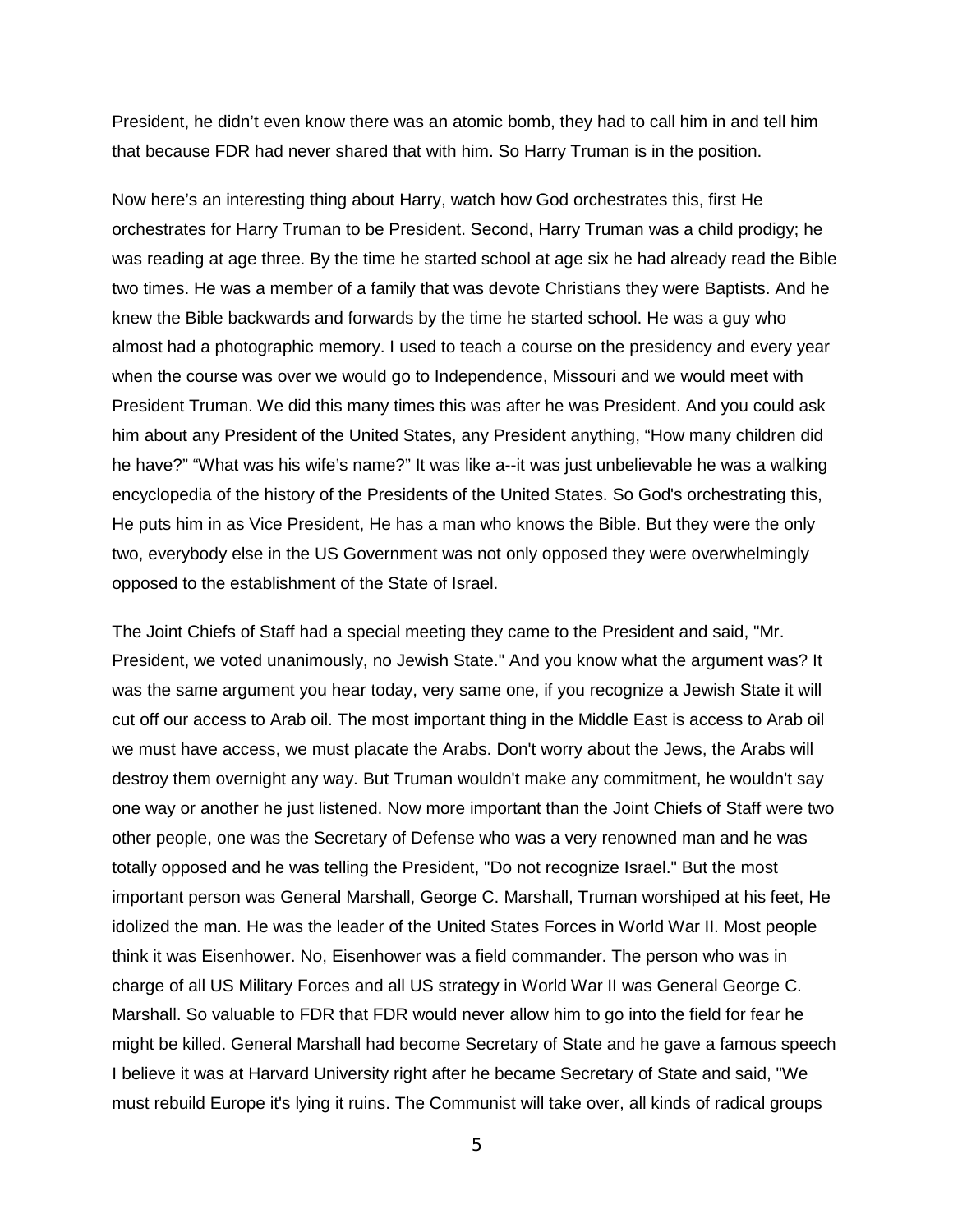President, he didn't even know there was an atomic bomb, they had to call him in and tell him that because FDR had never shared that with him. So Harry Truman is in the position.

Now here's an interesting thing about Harry, watch how God orchestrates this, first He orchestrates for Harry Truman to be President. Second, Harry Truman was a child prodigy; he was reading at age three. By the time he started school at age six he had already read the Bible two times. He was a member of a family that was devote Christians they were Baptists. And he knew the Bible backwards and forwards by the time he started school. He was a guy who almost had a photographic memory. I used to teach a course on the presidency and every year when the course was over we would go to Independence, Missouri and we would meet with President Truman. We did this many times this was after he was President. And you could ask him about any President of the United States, any President anything, "How many children did he have?" "What was his wife's name?" It was like a--it was just unbelievable he was a walking encyclopedia of the history of the Presidents of the United States. So God's orchestrating this, He puts him in as Vice President, He has a man who knows the Bible. But they were the only two, everybody else in the US Government was not only opposed they were overwhelmingly opposed to the establishment of the State of Israel.

The Joint Chiefs of Staff had a special meeting they came to the President and said, "Mr. President, we voted unanimously, no Jewish State." And you know what the argument was? It was the same argument you hear today, very same one, if you recognize a Jewish State it will cut off our access to Arab oil. The most important thing in the Middle East is access to Arab oil we must have access, we must placate the Arabs. Don't worry about the Jews, the Arabs will destroy them overnight any way. But Truman wouldn't make any commitment, he wouldn't say one way or another he just listened. Now more important than the Joint Chiefs of Staff were two other people, one was the Secretary of Defense who was a very renowned man and he was totally opposed and he was telling the President, "Do not recognize Israel." But the most important person was General Marshall, George C. Marshall, Truman worshiped at his feet, He idolized the man. He was the leader of the United States Forces in World War II. Most people think it was Eisenhower. No, Eisenhower was a field commander. The person who was in charge of all US Military Forces and all US strategy in World War II was General George C. Marshall. So valuable to FDR that FDR would never allow him to go into the field for fear he might be killed. General Marshall had become Secretary of State and he gave a famous speech I believe it was at Harvard University right after he became Secretary of State and said, "We must rebuild Europe it's lying it ruins. The Communist will take over, all kinds of radical groups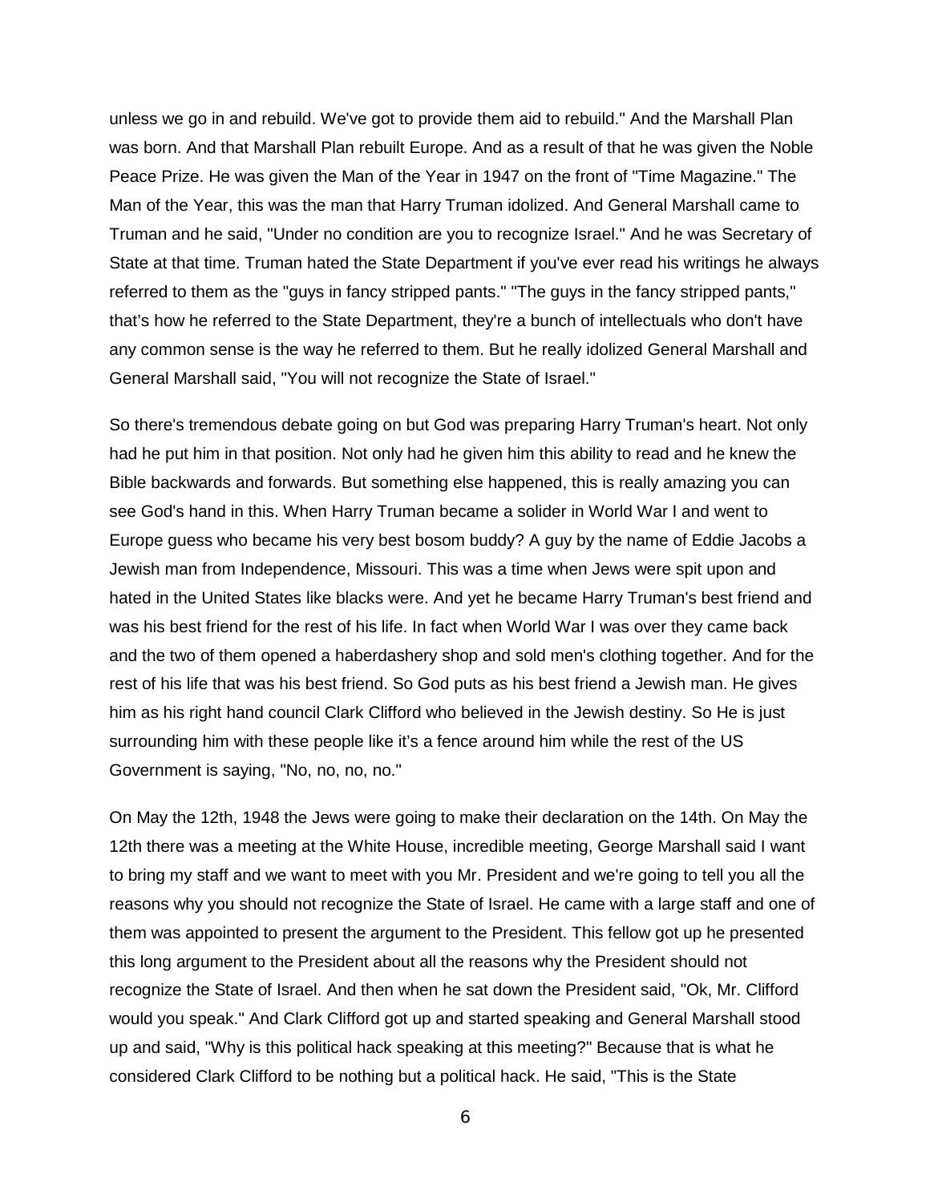unless we go in and rebuild. We've got to provide them aid to rebuild." And the Marshall Plan was born. And that Marshall Plan rebuilt Europe. And as a result of that he was given the Noble Peace Prize. He was given the Man of the Year in 1947 on the front of "Time Magazine." The Man of the Year, this was the man that Harry Truman idolized. And General Marshall came to Truman and he said, "Under no condition are you to recognize Israel." And he was Secretary of State at that time. Truman hated the State Department if you've ever read his writings he always referred to them as the "guys in fancy stripped pants." "The guys in the fancy stripped pants," that's how he referred to the State Department, they're a bunch of intellectuals who don't have any common sense is the way he referred to them. But he really idolized General Marshall and General Marshall said, "You will not recognize the State of Israel."

So there's tremendous debate going on but God was preparing Harry Truman's heart. Not only had he put him in that position. Not only had he given him this ability to read and he knew the Bible backwards and forwards. But something else happened, this is really amazing you can see God's hand in this. When Harry Truman became a solider in World War I and went to Europe guess who became his very best bosom buddy? A guy by the name of Eddie Jacobs a Jewish man from Independence, Missouri. This was a time when Jews were spit upon and hated in the United States like blacks were. And yet he became Harry Truman's best friend and was his best friend for the rest of his life. In fact when World War I was over they came back and the two of them opened a haberdashery shop and sold men's clothing together. And for the rest of his life that was his best friend. So God puts as his best friend a Jewish man. He gives him as his right hand council Clark Clifford who believed in the Jewish destiny. So He is just surrounding him with these people like it's a fence around him while the rest of the US Government is saying, "No, no, no, no."

On May the 12th, 1948 the Jews were going to make their declaration on the 14th. On May the 12th there was a meeting at the White House, incredible meeting, George Marshall said I want to bring my staff and we want to meet with you Mr. President and we're going to tell you all the reasons why you should not recognize the State of Israel. He came with a large staff and one of them was appointed to present the argument to the President. This fellow got up he presented this long argument to the President about all the reasons why the President should not recognize the State of Israel. And then when he sat down the President said, "Ok, Mr. Clifford would you speak." And Clark Clifford got up and started speaking and General Marshall stood up and said, "Why is this political hack speaking at this meeting?" Because that is what he considered Clark Clifford to be nothing but a political hack. He said, "This is the State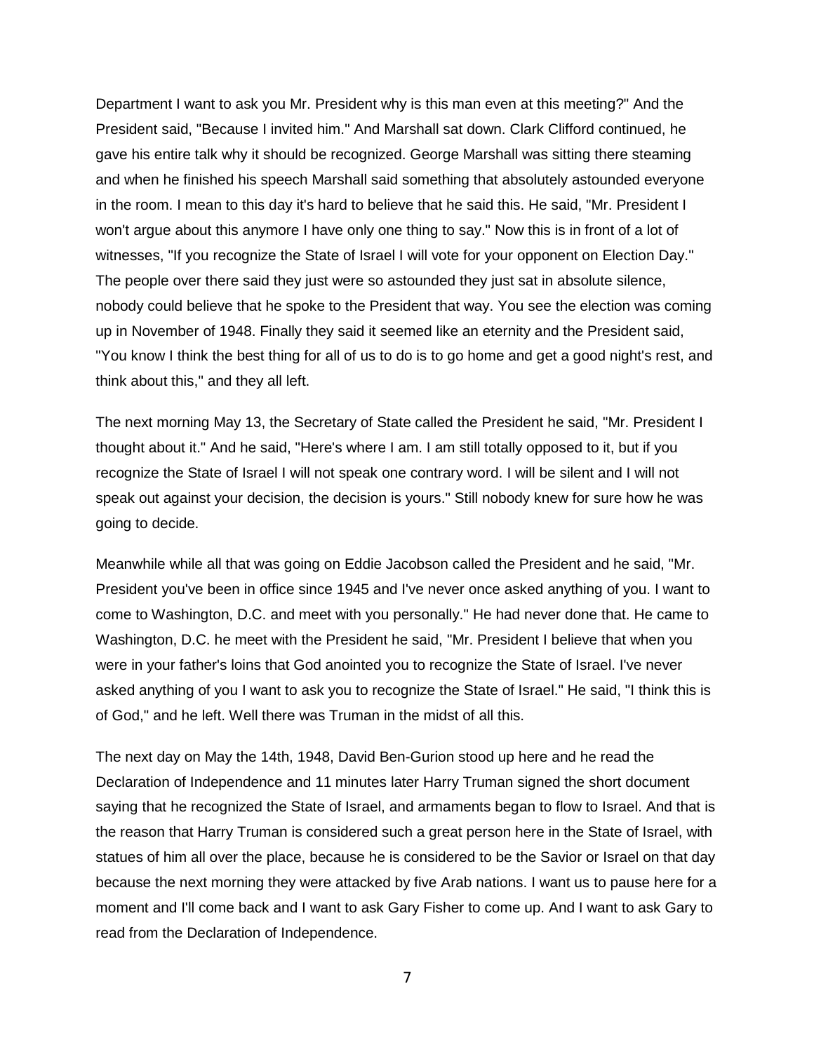Department I want to ask you Mr. President why is this man even at this meeting?" And the President said, "Because I invited him." And Marshall sat down. Clark Clifford continued, he gave his entire talk why it should be recognized. George Marshall was sitting there steaming and when he finished his speech Marshall said something that absolutely astounded everyone in the room. I mean to this day it's hard to believe that he said this. He said, "Mr. President I won't argue about this anymore I have only one thing to say." Now this is in front of a lot of witnesses, "If you recognize the State of Israel I will vote for your opponent on Election Day." The people over there said they just were so astounded they just sat in absolute silence, nobody could believe that he spoke to the President that way. You see the election was coming up in November of 1948. Finally they said it seemed like an eternity and the President said, "You know I think the best thing for all of us to do is to go home and get a good night's rest, and think about this," and they all left.

The next morning May 13, the Secretary of State called the President he said, "Mr. President I thought about it." And he said, "Here's where I am. I am still totally opposed to it, but if you recognize the State of Israel I will not speak one contrary word. I will be silent and I will not speak out against your decision, the decision is yours." Still nobody knew for sure how he was going to decide.

Meanwhile while all that was going on Eddie Jacobson called the President and he said, "Mr. President you've been in office since 1945 and I've never once asked anything of you. I want to come to Washington, D.C. and meet with you personally." He had never done that. He came to Washington, D.C. he meet with the President he said, "Mr. President I believe that when you were in your father's loins that God anointed you to recognize the State of Israel. I've never asked anything of you I want to ask you to recognize the State of Israel." He said, "I think this is of God," and he left. Well there was Truman in the midst of all this.

The next day on May the 14th, 1948, David Ben-Gurion stood up here and he read the Declaration of Independence and 11 minutes later Harry Truman signed the short document saying that he recognized the State of Israel, and armaments began to flow to Israel. And that is the reason that Harry Truman is considered such a great person here in the State of Israel, with statues of him all over the place, because he is considered to be the Savior or Israel on that day because the next morning they were attacked by five Arab nations. I want us to pause here for a moment and I'll come back and I want to ask Gary Fisher to come up. And I want to ask Gary to read from the Declaration of Independence.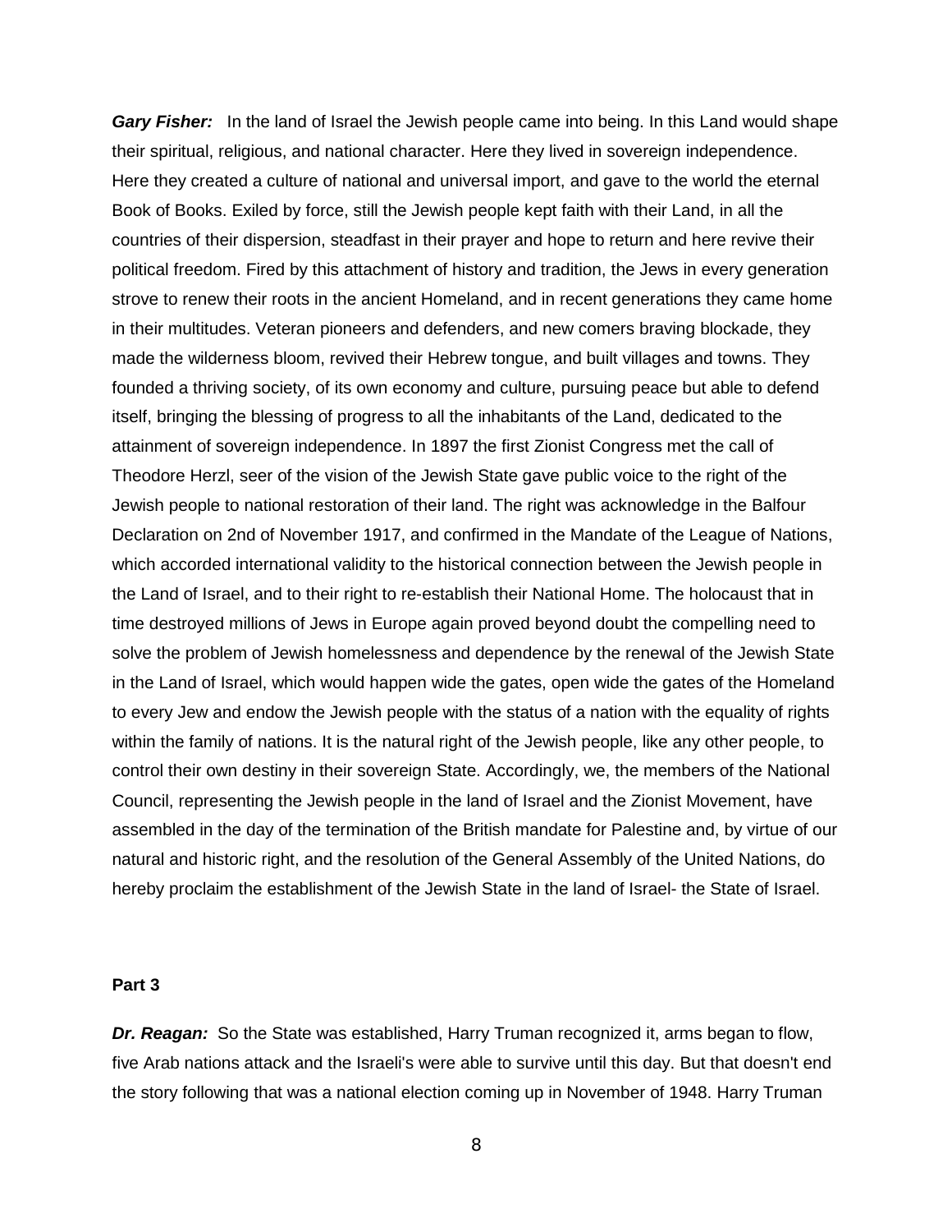***Gary Fisher:*** In the land of Israel the Jewish people came into being. In this Land would shape their spiritual, religious, and national character. Here they lived in sovereign independence. Here they created a culture of national and universal import, and gave to the world the eternal Book of Books. Exiled by force, still the Jewish people kept faith with their Land, in all the countries of their dispersion, steadfast in their prayer and hope to return and here revive their political freedom. Fired by this attachment of history and tradition, the Jews in every generation strove to renew their roots in the ancient Homeland, and in recent generations they came home in their multitudes. Veteran pioneers and defenders, and new comers braving blockade, they made the wilderness bloom, revived their Hebrew tongue, and built villages and towns. They founded a thriving society, of its own economy and culture, pursuing peace but able to defend itself, bringing the blessing of progress to all the inhabitants of the Land, dedicated to the attainment of sovereign independence. In 1897 the first Zionist Congress met the call of Theodore Herzl, seer of the vision of the Jewish State gave public voice to the right of the Jewish people to national restoration of their land. The right was acknowledge in the Balfour Declaration on 2nd of November 1917, and confirmed in the Mandate of the League of Nations, which accorded international validity to the historical connection between the Jewish people in the Land of Israel, and to their right to re-establish their National Home. The holocaust that in time destroyed millions of Jews in Europe again proved beyond doubt the compelling need to solve the problem of Jewish homelessness and dependence by the renewal of the Jewish State in the Land of Israel, which would happen wide the gates, open wide the gates of the Homeland to every Jew and endow the Jewish people with the status of a nation with the equality of rights within the family of nations. It is the natural right of the Jewish people, like any other people, to control their own destiny in their sovereign State. Accordingly, we, the members of the National Council, representing the Jewish people in the land of Israel and the Zionist Movement, have assembled in the day of the termination of the British mandate for Palestine and, by virtue of our natural and historic right, and the resolution of the General Assembly of the United Nations, do hereby proclaim the establishment of the Jewish State in the land of Israel- the State of Israel.

**Part 3**

***Dr. Reagan:*** So the State was established, Harry Truman recognized it, arms began to flow, five Arab nations attack and the Israeli's were able to survive until this day. But that doesn't end the story following that was a national election coming up in November of 1948. Harry Truman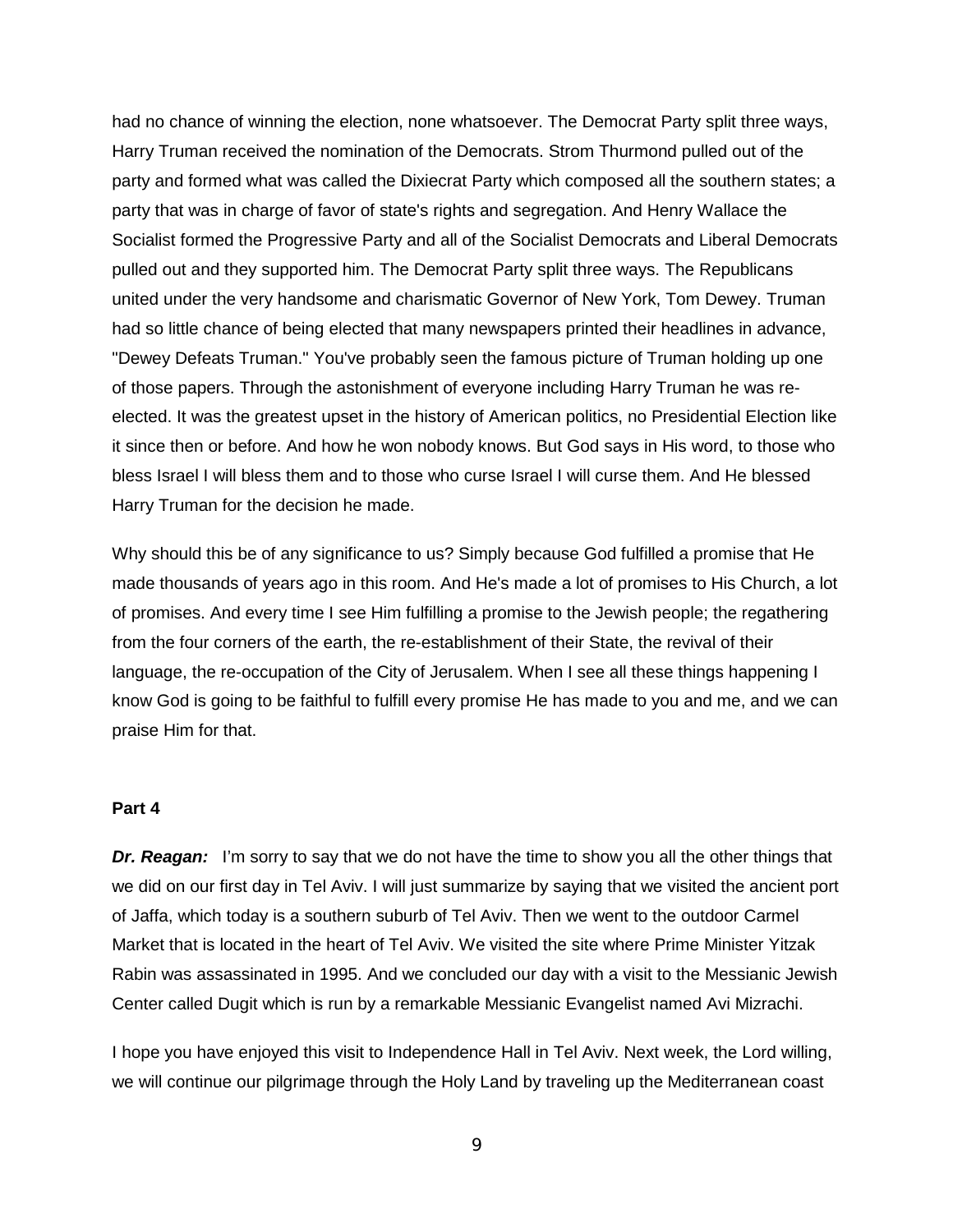had no chance of winning the election, none whatsoever. The Democrat Party split three ways, Harry Truman received the nomination of the Democrats. Strom Thurmond pulled out of the party and formed what was called the Dixiecrat Party which composed all the southern states; a party that was in charge of favor of state's rights and segregation. And Henry Wallace the Socialist formed the Progressive Party and all of the Socialist Democrats and Liberal Democrats pulled out and they supported him. The Democrat Party split three ways. The Republicans united under the very handsome and charismatic Governor of New York, Tom Dewey. Truman had so little chance of being elected that many newspapers printed their headlines in advance, "Dewey Defeats Truman." You've probably seen the famous picture of Truman holding up one of those papers. Through the astonishment of everyone including Harry Truman he was re-elected. It was the greatest upset in the history of American politics, no Presidential Election like it since then or before. And how he won nobody knows. But God says in His word, to those who bless Israel I will bless them and to those who curse Israel I will curse them. And He blessed Harry Truman for the decision he made.

Why should this be of any significance to us? Simply because God fulfilled a promise that He made thousands of years ago in this room. And He's made a lot of promises to His Church, a lot of promises. And every time I see Him fulfilling a promise to the Jewish people; the regathering from the four corners of the earth, the re-establishment of their State, the revival of their language, the re-occupation of the City of Jerusalem. When I see all these things happening I know God is going to be faithful to fulfill every promise He has made to you and me, and we can praise Him for that.

**Part 4**

***Dr. Reagan:*** I'm sorry to say that we do not have the time to show you all the other things that we did on our first day in Tel Aviv. I will just summarize by saying that we visited the ancient port of Jaffa, which today is a southern suburb of Tel Aviv. Then we went to the outdoor Carmel Market that is located in the heart of Tel Aviv. We visited the site where Prime Minister Yitzak Rabin was assassinated in 1995. And we concluded our day with a visit to the Messianic Jewish Center called Dugit which is run by a remarkable Messianic Evangelist named Avi Mizrachi.

I hope you have enjoyed this visit to Independence Hall in Tel Aviv. Next week, the Lord willing, we will continue our pilgrimage through the Holy Land by traveling up the Mediterranean coast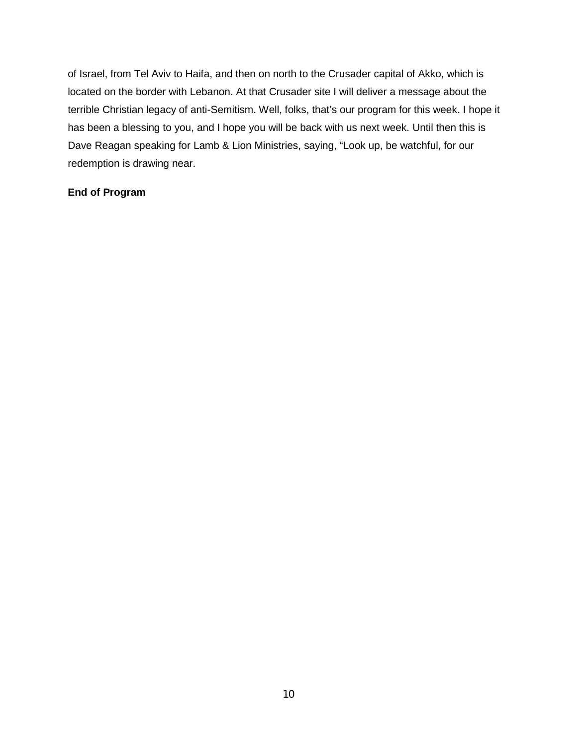of Israel, from Tel Aviv to Haifa, and then on north to the Crusader capital of Akko, which is located on the border with Lebanon. At that Crusader site I will deliver a message about the terrible Christian legacy of anti-Semitism. Well, folks, that's our program for this week. I hope it has been a blessing to you, and I hope you will be back with us next week. Until then this is Dave Reagan speaking for Lamb & Lion Ministries, saying, "Look up, be watchful, for our redemption is drawing near.

**End of Program**